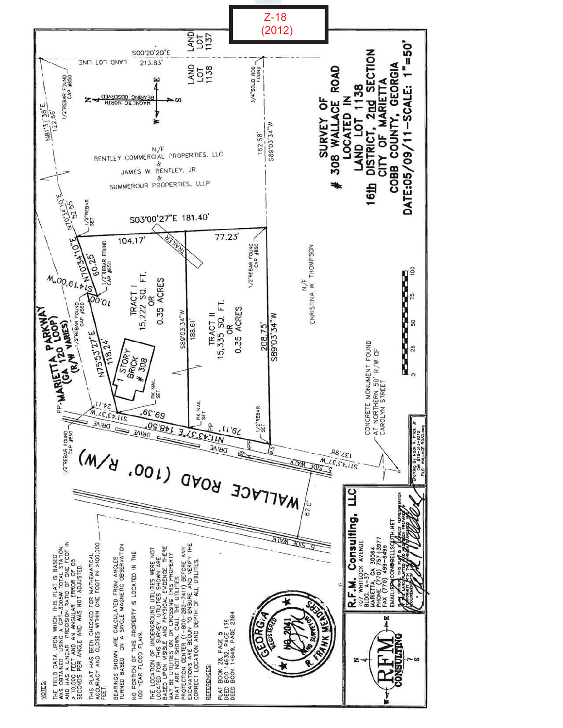Z-18
(2012)

# SURVEY OF # 308 WALLACE ROAD

LOCATED IN LAND LOT 1138
16th DISTRICT, 2nd SECTION
CITY OF MARIETTA
COBB COUNTY, GEORGIA
DATE:05/09/11—SCALE: 1"=50'

MARIETTA PARKWAY (GA 120 LOOP) (R/W VARIES)

WALLACE ROAD (100' R/W)

TRACT I
15,222 SQ. FT.
OR
0.35 ACRES

TRACT II
15,335 SQ. FT.
OR
0.35 ACRES

1 STORY BRICK # 308

N/F BENTLEY COMMERCIAL PROPERTIES, LLC & JAMES W. BENTLEY, JR. & SUMMEROUR PROPERTIES, LLLP

N/F CHRISTINA W. THOMPSON

LAND LOT 1137 — LAND LOT 1138 — LAND LOT LINE

S00°20'20"E 213.83' · N81°37'38"E 122.66' · N70°34'10"E 52.55' · N70°34'10"E 60.25' · S14°19'00"W 10.00' · N75°53'27"E 118.24' · S11°43'37"W 24.11' · N11°43'37"E 148.50' · 69.39' · 79.11' · S03°00'27"E 181.40' · 104.17' · 77.23' · S89°03'34"W 188.61' · S89°03'34"W 208.75' · S89°03'34"W 162.68' · S11°43'37"W 137.98' · 9.5' · 67.0'

1/2"REBAR FOUND CAP #850 · 1/2"REBAR SET · 3/4"SOLID ROD FOUND · PK NAIL SET · PP · TRAILER · DRIVE · 5' SIDE WALK

CONCRETE MONUMENT FOUND AT NORTHERN 50' R/W OF CAROLYN STREET

BEARING OBSERVED MAGNETIC NORTH

Scale: 0 25 50 75 100

## NOTES:

THE FIELD DATA UPON WHICH THIS PLAT IS BASED WAS OBTAINED USING A GPT-3005W TOTAL STATION, AND HAS A LINEAR PRECISION RATIO OF ONE FOOT IN > 10,000 FEET AND AN ANGULAR ERROR OF 05 SECONDS PER ANGLE AND WAS NOT ADJUSTED.

THIS PLAT HAS BEEN CHECKED FOR MATHEMATICAL ACCURACY AND CLOSES WITHIN ONE FOOT IN >100,000 FEET.

BEARINGS SHOWN ARE CALCULATED FROM ANGLES TURNED BASED ON A SINGLE MAGNETIC OBSERVATION

NO PORTION OF THIS PROPERTY IS LOCATED IN THE 100 YEAR FLOOD PLAIN.

THE LOCATION OF UNDERGROUND UTILITIES WERE NOT LOCATED FOR THIS SURVEY. UTILITIES SHOWN ARE BASED UPON VISIBLE AND PHYSICAL EVIDENCE. THERE MAY BE UTILITIES ON OR CROSSING THIS PROPERTY THAT ARE NOT SHOWN. CALL THE UTILITIES PROTECTION CENTER (1-800-282-7411) BEFORE ANY EXCAVATIONS ARE BEGUN TO ENSURE AND VERIFY THE CORRECT LOCATION AND DEPTH OF ALL UTILITIES.

## REFERENCES:

PLAT BOOK 28, PAGE 5
DEED BOO 14632, PAGE 136
DEED BOOK 14649, PAGE 2384

GEORGIA REGISTERED NO. 2041 LAND SURVEYOR R. FRANK MEADERS

**R.F.M. Consulting, LLC**
707 WHITLOCK AVENUE
BLDG. A-37
MARIETTA, GA 30064
PHONE (770) 757-3977
FAX (770) 499-8496
EMAIL:RFMCON@BELLSOUTH.NET

IN MY OPINION, THIS PLAT IS A CORRECT REPRESENTATION OF THE LAND PLATTED AND HAS BEEN PREPARED IN CONFORMITY WITH THE MINIMUM STANDARDS AND REQUIREMENTS OF LAW.

RFM CONSULTING

Drafting By: Mook R. Price, Jr. Cell 678-313-9270 FILE: WALLACE ROAD.dwg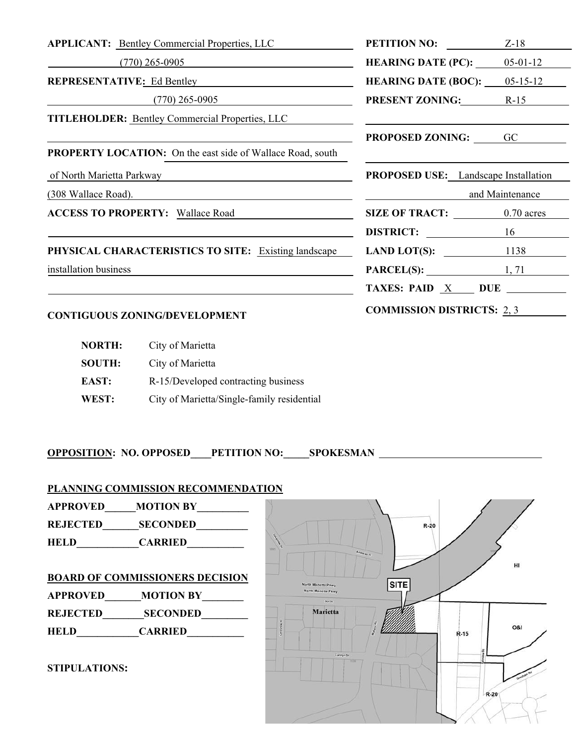**APPLICANT:** Bentley Commercial Properties, LLC

(770) 265-0905

**REPRESENTATIVE:** Ed Bentley

(770) 265-0905

**TITLEHOLDER:** Bentley Commercial Properties, LLC

**PROPERTY LOCATION:** On the east side of Wallace Road, south of North Marietta Parkway (308 Wallace Road).

**ACCESS TO PROPERTY:** Wallace Road

**PHYSICAL CHARACTERISTICS TO SITE:** Existing landscape installation business

**PETITION NO:** Z-18

**HEARING DATE (PC):** 05-01-12

**HEARING DATE (BOC):** 05-15-12

**PRESENT ZONING:** R-15

**PROPOSED ZONING:** GC

**PROPOSED USE:** Landscape Installation and Maintenance

**SIZE OF TRACT:** 0.70 acres

**DISTRICT:** 16

**LAND LOT(S):** 1138

**PARCEL(S):** 1, 71

**TAXES: PAID** X **DUE**

**COMMISSION DISTRICTS:** 2, 3

**CONTIGUOUS ZONING/DEVELOPMENT**

| | |
|---|---|
| **NORTH:** | City of Marietta |
| **SOUTH:** | City of Marietta |
| **EAST:** | R-15/Developed contracting business |
| **WEST:** | City of Marietta/Single-family residential |

**OPPOSITION: NO. OPPOSED____PETITION NO:_____SPOKESMAN** ________________

**PLANNING COMMISSION RECOMMENDATION**

**APPROVED______MOTION BY__________**

**REJECTED_______SECONDED__________**

**HELD____________CARRIED___________**

**BOARD OF COMMISSIONERS DECISION**

**APPROVED_______MOTION BY________**

**REJECTED________SECONDED_________**

**HELD____________CARRIED___________**

**STIPULATIONS:**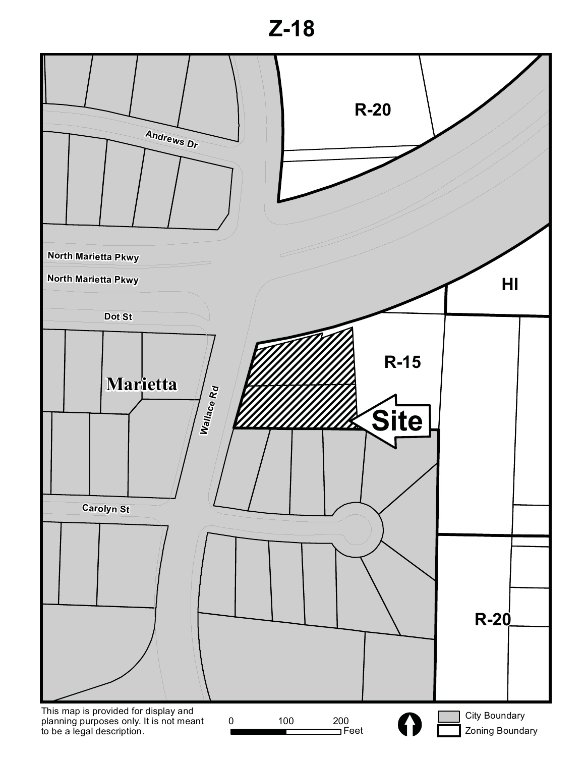# Z-18

R-20

Andrews Dr

North Marietta Pkwy

North Marietta Pkwy

HI

Dot St

R-15

Marietta

Wallace Rd

Site

Carolyn St

R-20

This map is provided for display and planning purposes only. It is not meant to be a legal description.

0 100 200 Feet

City Boundary

Zoning Boundary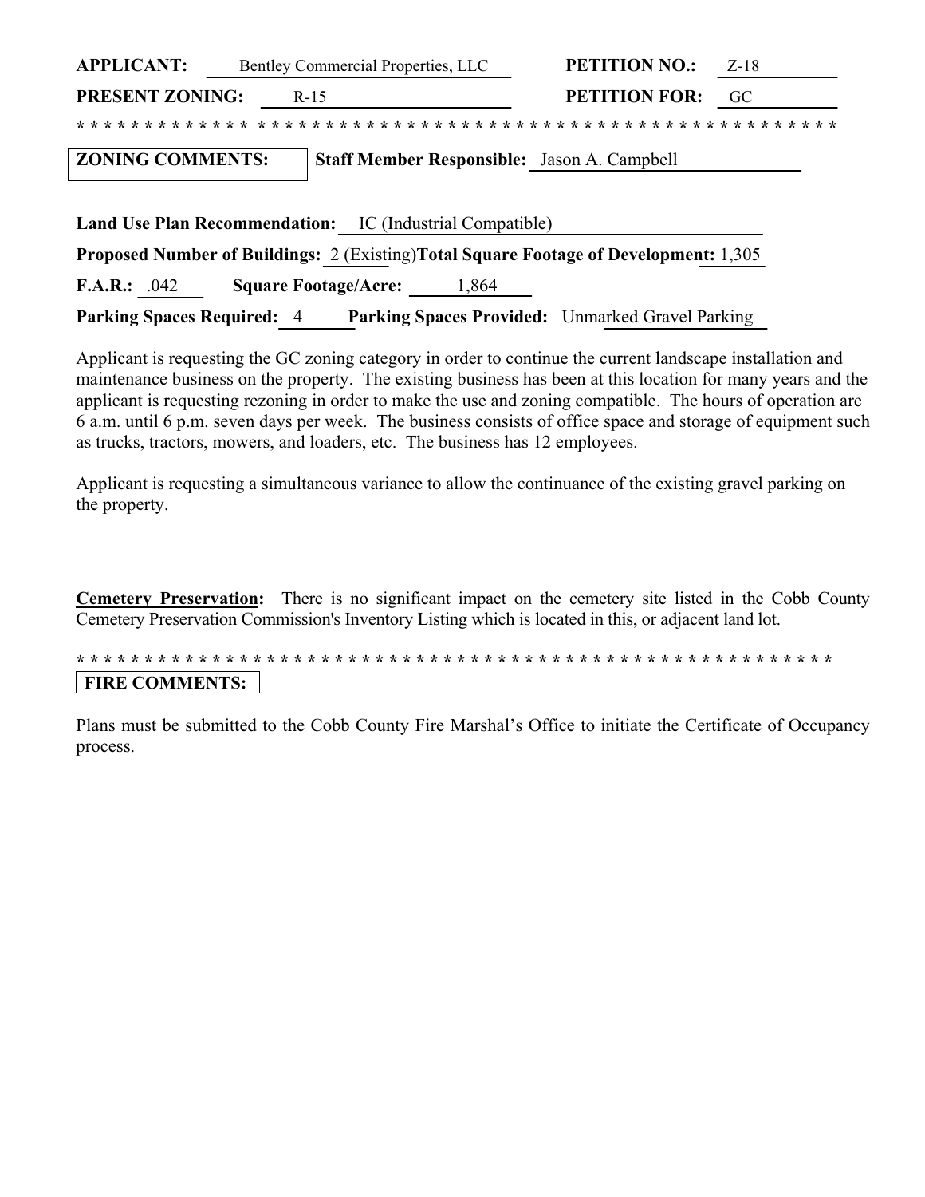**APPLICANT:** Bentley Commercial Properties, LLC **PETITION NO.:** Z-18

**PRESENT ZONING:** R-15 **PETITION FOR:** GC

* * * * * * * * * * * * * * * * * * * * * * * * * * * * * * * * * * * * * * * * * * * * * * * * * * * * * * * * * * * *

**ZONING COMMENTS:** **Staff Member Responsible:** Jason A. Campbell

**Land Use Plan Recommendation:** IC (Industrial Compatible)

**Proposed Number of Buildings:** 2 (Existing) **Total Square Footage of Development:** 1,305

**F.A.R.:** .042 **Square Footage/Acre:** 1,864

**Parking Spaces Required:** 4 **Parking Spaces Provided:** Unmarked Gravel Parking

Applicant is requesting the GC zoning category in order to continue the current landscape installation and maintenance business on the property. The existing business has been at this location for many years and the applicant is requesting rezoning in order to make the use and zoning compatible. The hours of operation are 6 a.m. until 6 p.m. seven days per week. The business consists of office space and storage of equipment such as trucks, tractors, mowers, and loaders, etc. The business has 12 employees.

Applicant is requesting a simultaneous variance to allow the continuance of the existing gravel parking on the property.

**Cemetery Preservation:** There is no significant impact on the cemetery site listed in the Cobb County Cemetery Preservation Commission's Inventory Listing which is located in this, or adjacent land lot.

* * * * * * * * * * * * * * * * * * * * * * * * * * * * * * * * * * * * * * * * * * * * * * * * * * * * * * * * * * * *

**FIRE COMMENTS:**

Plans must be submitted to the Cobb County Fire Marshal's Office to initiate the Certificate of Occupancy process.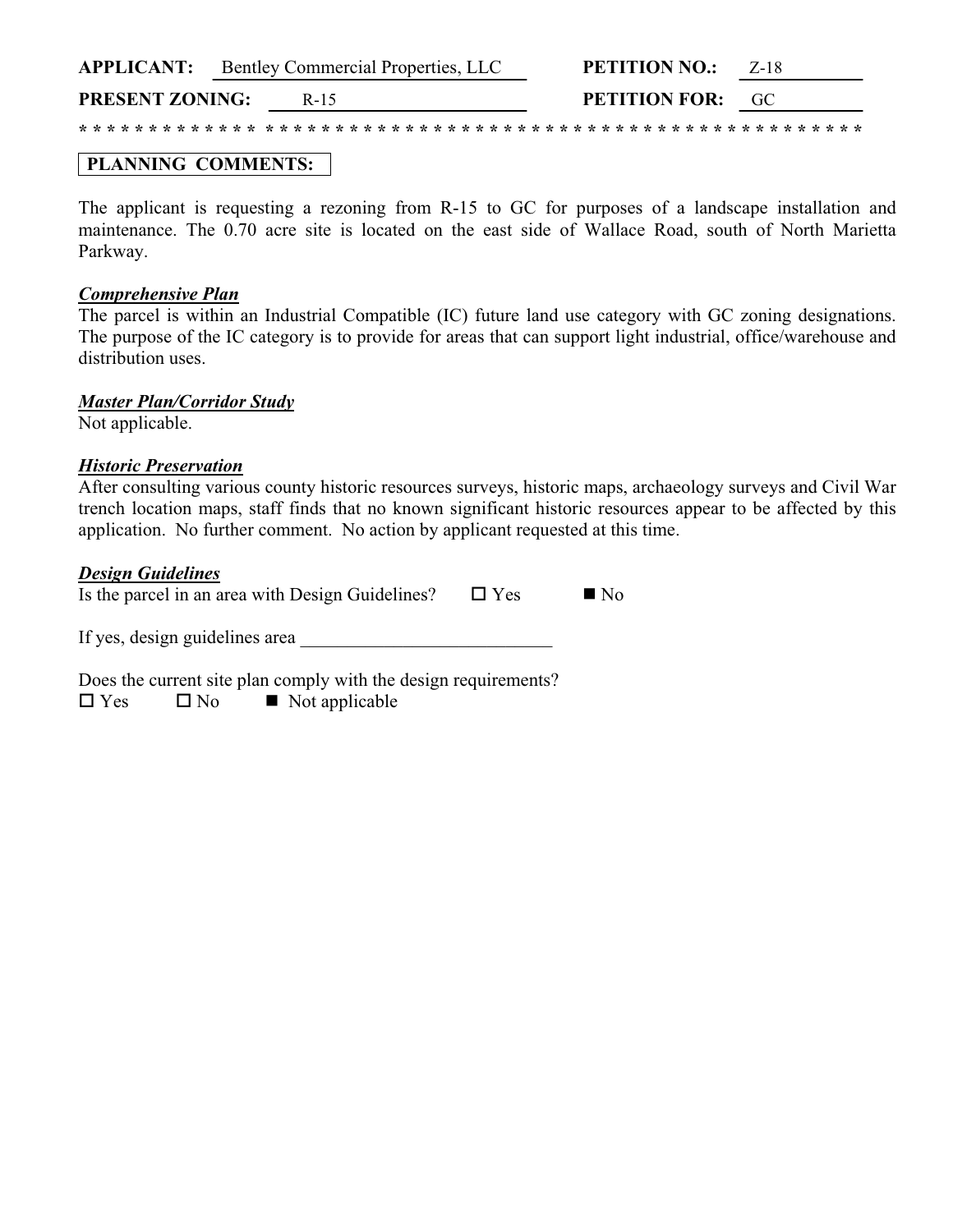**APPLICANT:** Bentley Commercial Properties, LLC **PETITION NO.:** Z-18

**PRESENT ZONING:** R-15 **PETITION FOR:** GC

\* \* \* \* \* \* \* \* \* \* \* \* \* \* \* \* \* \* \* \* \* \* \* \* \* \* \* \* \* \* \* \* \* \* \* \* \* \* \* \* \* \* \* \* \* \* \* \* \* \* \* \* \* \* \* \* \* \* \*

**PLANNING COMMENTS:**

The applicant is requesting a rezoning from R-15 to GC for purposes of a landscape installation and maintenance. The 0.70 acre site is located on the east side of Wallace Road, south of North Marietta Parkway.

***Comprehensive Plan***

The parcel is within an Industrial Compatible (IC) future land use category with GC zoning designations. The purpose of the IC category is to provide for areas that can support light industrial, office/warehouse and distribution uses.

***Master Plan/Corridor Study***

Not applicable.

***Historic Preservation***

After consulting various county historic resources surveys, historic maps, archaeology surveys and Civil War trench location maps, staff finds that no known significant historic resources appear to be affected by this application. No further comment. No action by applicant requested at this time.

***Design Guidelines***

Is the parcel in an area with Design Guidelines? ☐ Yes ■ No

If yes, design guidelines area ___________________________

Does the current site plan comply with the design requirements?

☐ Yes ☐ No ■ Not applicable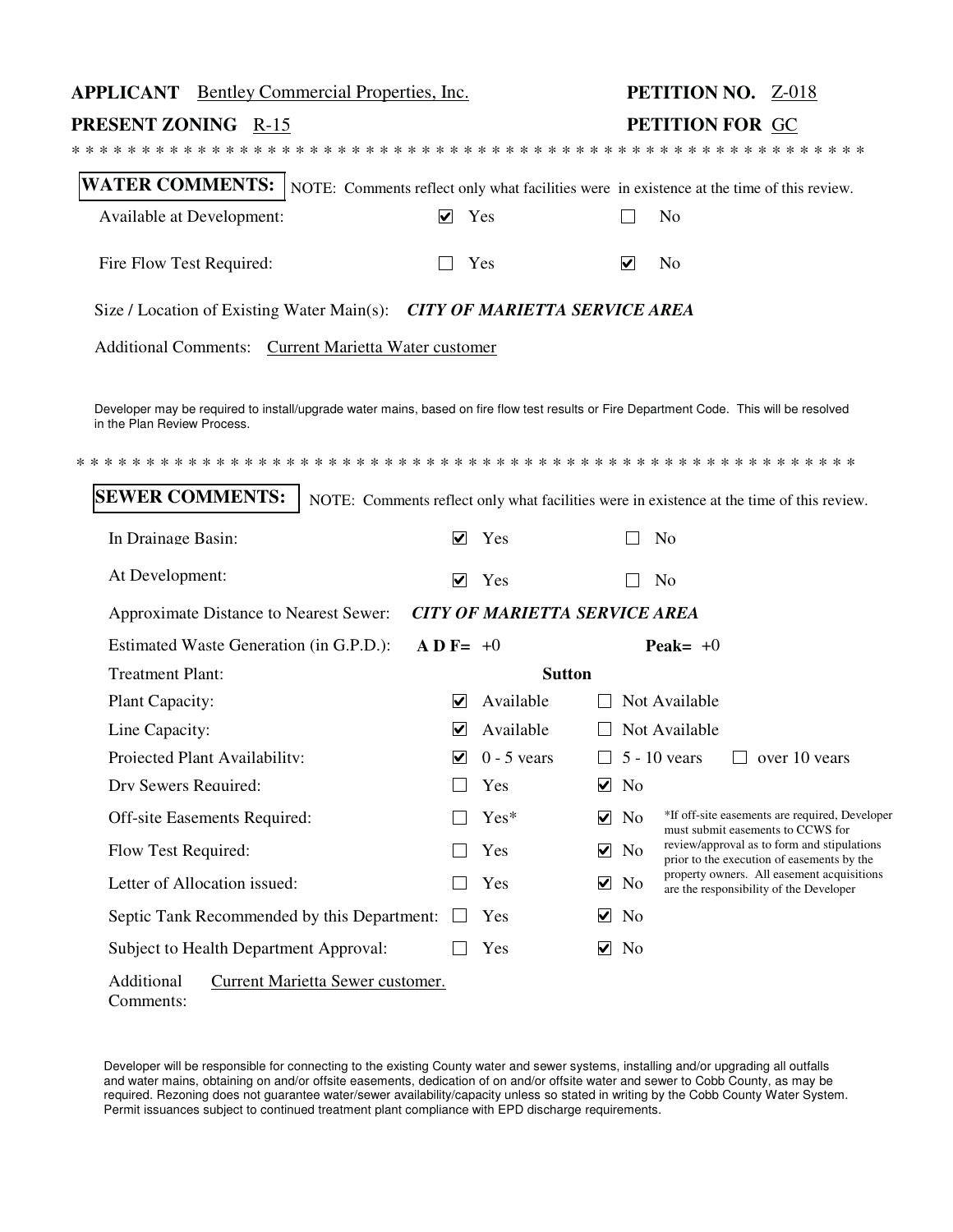**APPLICANT** Bentley Commercial Properties, Inc. **PETITION NO.** Z-018

**PRESENT ZONING** R-15 **PETITION FOR** GC

* * * * * * * * * * * * * * * * * * * * * * * * * * * * * * * * * * * * * * * * * * * * * * * * * * * * * *

**WATER COMMENTS:** NOTE: Comments reflect only what facilities were in existence at the time of this review.

| | | |
|---|---|---|
| Available at Development: | ☑ Yes | ☐ No |
| Fire Flow Test Required: | ☐ Yes | ☑ No |

Size / Location of Existing Water Main(s): ***CITY OF MARIETTA SERVICE AREA***

Additional Comments: Current Marietta Water customer

Developer may be required to install/upgrade water mains, based on fire flow test results or Fire Department Code. This will be resolved in the Plan Review Process.

* * * * * * * * * * * * * * * * * * * * * * * * * * * * * * * * * * * * * * * * * * * * * * * * * * * * * *

**SEWER COMMENTS:** NOTE: Comments reflect only what facilities were in existence at the time of this review.

| | | | |
|---|---|---|---|
| In Drainage Basin: | ☑ Yes | ☐ No | |
| At Development: | ☑ Yes | ☐ No | |
| Approximate Distance to Nearest Sewer: | ***CITY OF MARIETTA SERVICE AREA*** | | |
| Estimated Waste Generation (in G.P.D.): | **A D F=** +0 | **Peak=** +0 | |
| Treatment Plant: | **Sutton** | | |
| Plant Capacity: | ☑ Available | ☐ Not Available | |
| Line Capacity: | ☑ Available | ☐ Not Available | |
| Projected Plant Availability: | ☑ 0 - 5 years | ☐ 5 - 10 years | ☐ over 10 years |
| Dry Sewers Required: | ☐ Yes | ☑ No | |
| Off-site Easements Required: | ☐ Yes* | ☑ No | |
| Flow Test Required: | ☐ Yes | ☑ No | |
| Letter of Allocation issued: | ☐ Yes | ☑ No | |
| Septic Tank Recommended by this Department: | ☐ Yes | ☑ No | |
| Subject to Health Department Approval: | ☐ Yes | ☑ No | |

*If off-site easements are required, Developer must submit easements to CCWS for review/approval as to form and stipulations prior to the execution of easements by the property owners. All easement acquisitions are the responsibility of the Developer

Additional Comments: Current Marietta Sewer customer.

Developer will be responsible for connecting to the existing County water and sewer systems, installing and/or upgrading all outfalls and water mains, obtaining on and/or offsite easements, dedication of on and/or offsite water and sewer to Cobb County, as may be required. Rezoning does not guarantee water/sewer availability/capacity unless so stated in writing by the Cobb County Water System. Permit issuances subject to continued treatment plant compliance with EPD discharge requirements.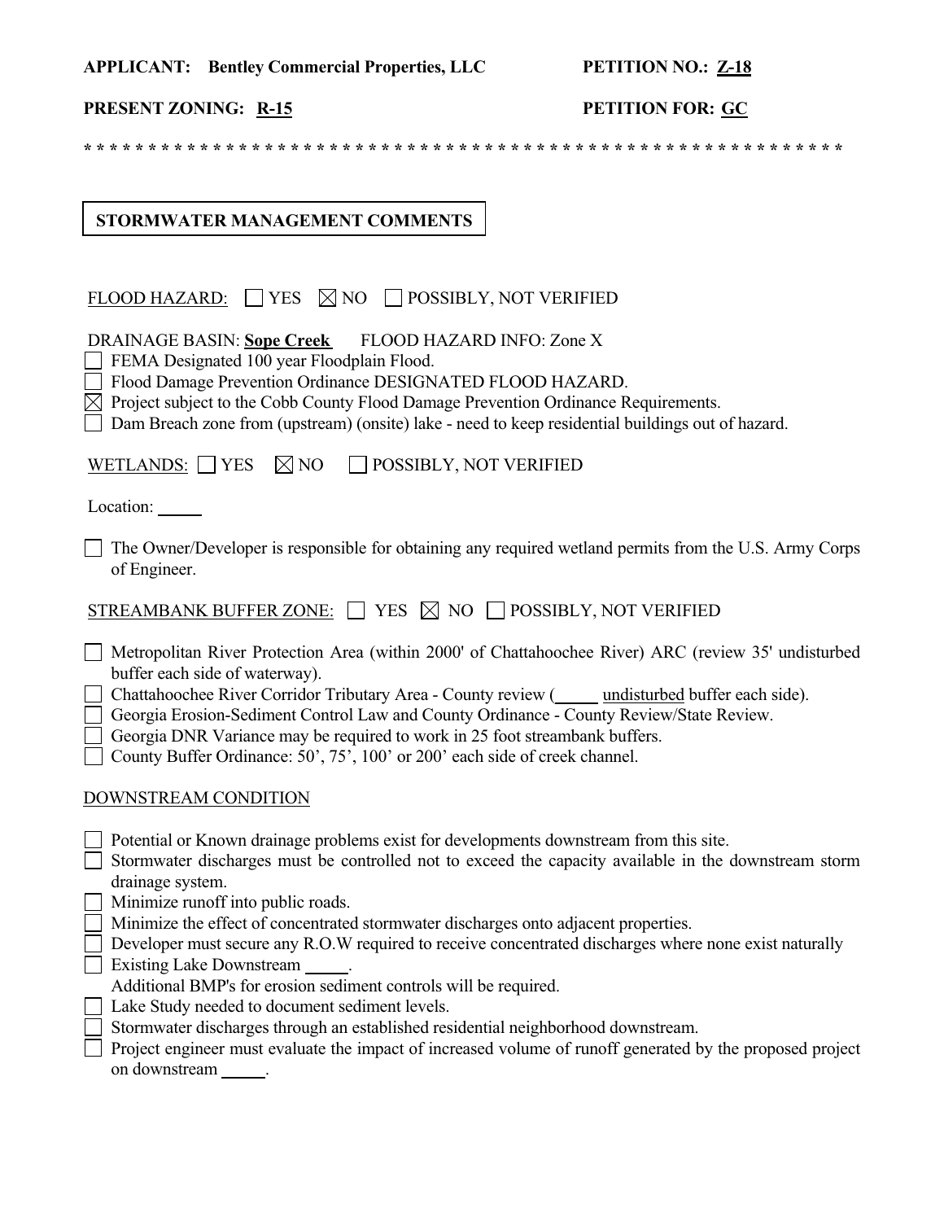**APPLICANT: Bentley Commercial Properties, LLC** **PETITION NO.: Z-18**

**PRESENT ZONING: R-15** **PETITION FOR: GC**

* * * * * * * * * * * * * * * * * * * * * * * * * * * * * * * * * * * * * * * * * * * * * * * * * * * * * * * * * * * * *

## STORMWATER MANAGEMENT COMMENTS

FLOOD HAZARD: ☐ YES ☒ NO ☐ POSSIBLY, NOT VERIFIED

DRAINAGE BASIN: **Sope Creek** FLOOD HAZARD INFO: Zone X

- ☐ FEMA Designated 100 year Floodplain Flood.
- ☐ Flood Damage Prevention Ordinance DESIGNATED FLOOD HAZARD.
- ☒ Project subject to the Cobb County Flood Damage Prevention Ordinance Requirements.
- ☐ Dam Breach zone from (upstream) (onsite) lake - need to keep residential buildings out of hazard.

WETLANDS: ☐ YES ☒ NO ☐ POSSIBLY, NOT VERIFIED

Location: _____

- ☐ The Owner/Developer is responsible for obtaining any required wetland permits from the U.S. Army Corps of Engineer.

STREAMBANK BUFFER ZONE: ☐ YES ☒ NO ☐ POSSIBLY, NOT VERIFIED

- ☐ Metropolitan River Protection Area (within 2000' of Chattahoochee River) ARC (review 35' undisturbed buffer each side of waterway).
- ☐ Chattahoochee River Corridor Tributary Area - County review (_____ undisturbed buffer each side).
- ☐ Georgia Erosion-Sediment Control Law and County Ordinance - County Review/State Review.
- ☐ Georgia DNR Variance may be required to work in 25 foot streambank buffers.
- ☐ County Buffer Ordinance: 50', 75', 100' or 200' each side of creek channel.

DOWNSTREAM CONDITION

- ☐ Potential or Known drainage problems exist for developments downstream from this site.
- ☐ Stormwater discharges must be controlled not to exceed the capacity available in the downstream storm drainage system.
- ☐ Minimize runoff into public roads.
- ☐ Minimize the effect of concentrated stormwater discharges onto adjacent properties.
- ☐ Developer must secure any R.O.W required to receive concentrated discharges where none exist naturally
- ☐ Existing Lake Downstream _____.
  Additional BMP's for erosion sediment controls will be required.
- ☐ Lake Study needed to document sediment levels.
- ☐ Stormwater discharges through an established residential neighborhood downstream.
- ☐ Project engineer must evaluate the impact of increased volume of runoff generated by the proposed project on downstream _____.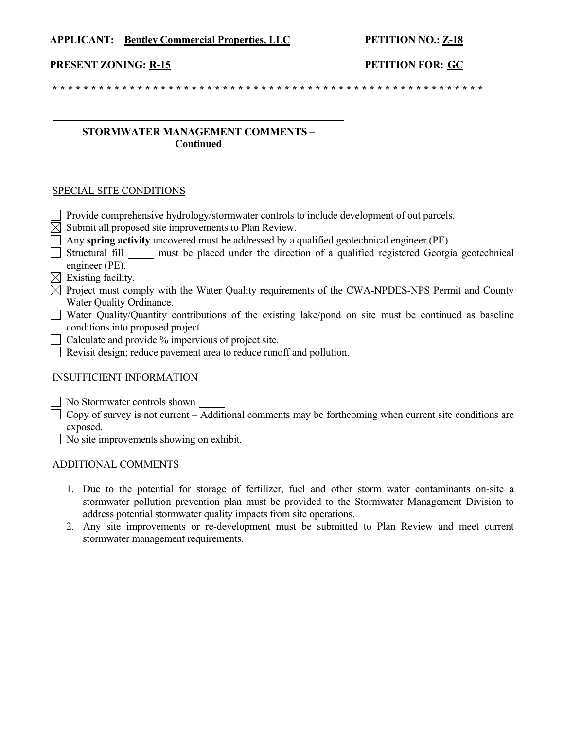**APPLICANT:** **Bentley Commercial Properties, LLC** **PETITION NO.:** **Z-18**

**PRESENT ZONING:** **R-15** **PETITION FOR:** **GC**

* * * * * * * * * * * * * * * * * * * * * * * * * * * * * * * * * * * * * * * * * * * * * * * * * * * * * * * * * * * *

**STORMWATER MANAGEMENT COMMENTS – Continued**

SPECIAL SITE CONDITIONS

- [ ] Provide comprehensive hydrology/stormwater controls to include development of out parcels.
- [x] Submit all proposed site improvements to Plan Review.
- [ ] Any **spring activity** uncovered must be addressed by a qualified geotechnical engineer (PE).
- [ ] Structural fill _____ must be placed under the direction of a qualified registered Georgia geotechnical engineer (PE).
- [x] Existing facility.
- [x] Project must comply with the Water Quality requirements of the CWA-NPDES-NPS Permit and County Water Quality Ordinance.
- [ ] Water Quality/Quantity contributions of the existing lake/pond on site must be continued as baseline conditions into proposed project.
- [ ] Calculate and provide % impervious of project site.
- [ ] Revisit design; reduce pavement area to reduce runoff and pollution.

INSUFFICIENT INFORMATION

- [ ] No Stormwater controls shown _____
- [ ] Copy of survey is not current – Additional comments may be forthcoming when current site conditions are exposed.
- [ ] No site improvements showing on exhibit.

ADDITIONAL COMMENTS

1. Due to the potential for storage of fertilizer, fuel and other storm water contaminants on-site a stormwater pollution prevention plan must be provided to the Stormwater Management Division to address potential stormwater quality impacts from site operations.
2. Any site improvements or re-development must be submitted to Plan Review and meet current stormwater management requirements.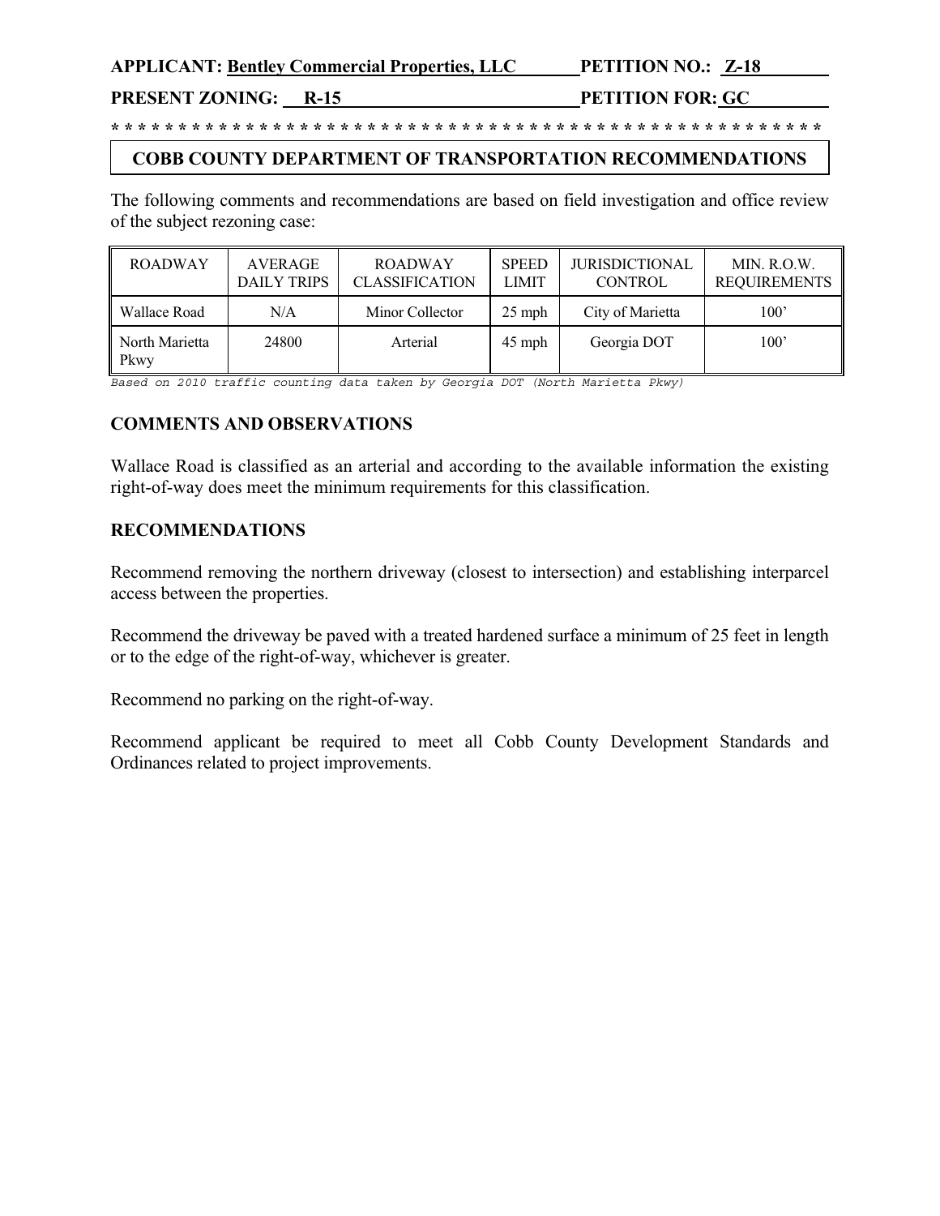**APPLICANT: Bentley Commercial Properties, LLC** **PETITION NO.: Z-18**

**PRESENT ZONING: R-15** **PETITION FOR: GC**

**\* \* \* \* \* \* \* \* \* \* \* \* \* \* \* \* \* \* \* \* \* \* \* \* \* \* \* \* \* \* \* \* \* \* \* \* \* \* \* \* \* \* \* \* \* \* \* \* \* \* \* \* \* \* \* \***

## COBB COUNTY DEPARTMENT OF TRANSPORTATION RECOMMENDATIONS

The following comments and recommendations are based on field investigation and office review of the subject rezoning case:

| ROADWAY | AVERAGE DAILY TRIPS | ROADWAY CLASSIFICATION | SPEED LIMIT | JURISDICTIONAL CONTROL | MIN. R.O.W. REQUIREMENTS |
|---|---|---|---|---|---|
| Wallace Road | N/A | Minor Collector | 25 mph | City of Marietta | 100’ |
| North Marietta Pkwy | 24800 | Arterial | 45 mph | Georgia DOT | 100’ |

*Based on 2010 traffic counting data taken by Georgia DOT (North Marietta Pkwy)*

### COMMENTS AND OBSERVATIONS

Wallace Road is classified as an arterial and according to the available information the existing right-of-way does meet the minimum requirements for this classification.

### RECOMMENDATIONS

Recommend removing the northern driveway (closest to intersection) and establishing interparcel access between the properties.

Recommend the driveway be paved with a treated hardened surface a minimum of 25 feet in length or to the edge of the right-of-way, whichever is greater.

Recommend no parking on the right-of-way.

Recommend applicant be required to meet all Cobb County Development Standards and Ordinances related to project improvements.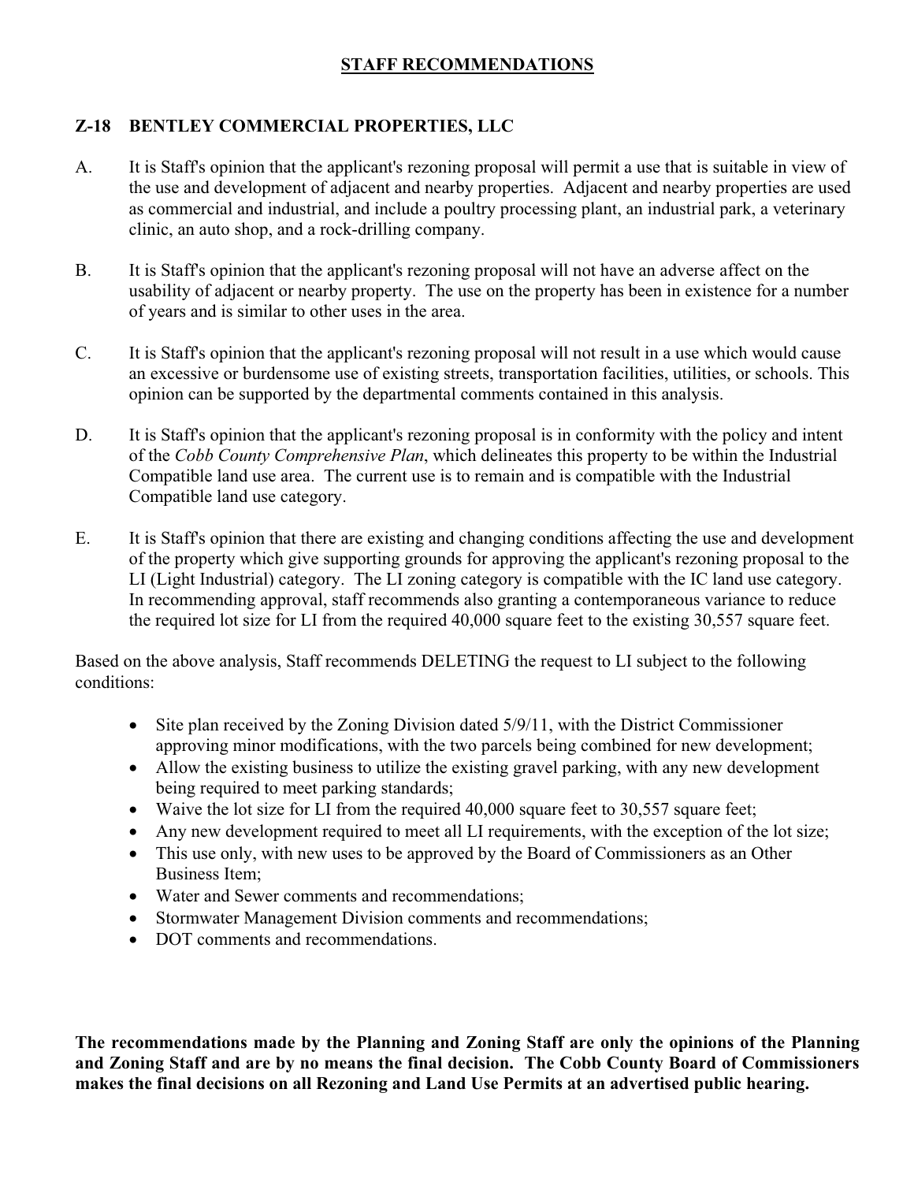# STAFF RECOMMENDATIONS

## Z-18 BENTLEY COMMERCIAL PROPERTIES, LLC

A. It is Staff's opinion that the applicant's rezoning proposal will permit a use that is suitable in view of the use and development of adjacent and nearby properties. Adjacent and nearby properties are used as commercial and industrial, and include a poultry processing plant, an industrial park, a veterinary clinic, an auto shop, and a rock-drilling company.

B. It is Staff's opinion that the applicant's rezoning proposal will not have an adverse affect on the usability of adjacent or nearby property. The use on the property has been in existence for a number of years and is similar to other uses in the area.

C. It is Staff's opinion that the applicant's rezoning proposal will not result in a use which would cause an excessive or burdensome use of existing streets, transportation facilities, utilities, or schools. This opinion can be supported by the departmental comments contained in this analysis.

D. It is Staff's opinion that the applicant's rezoning proposal is in conformity with the policy and intent of the *Cobb County Comprehensive Plan*, which delineates this property to be within the Industrial Compatible land use area. The current use is to remain and is compatible with the Industrial Compatible land use category.

E. It is Staff's opinion that there are existing and changing conditions affecting the use and development of the property which give supporting grounds for approving the applicant's rezoning proposal to the LI (Light Industrial) category. The LI zoning category is compatible with the IC land use category. In recommending approval, staff recommends also granting a contemporaneous variance to reduce the required lot size for LI from the required 40,000 square feet to the existing 30,557 square feet.

Based on the above analysis, Staff recommends DELETING the request to LI subject to the following conditions:

- Site plan received by the Zoning Division dated 5/9/11, with the District Commissioner approving minor modifications, with the two parcels being combined for new development;
- Allow the existing business to utilize the existing gravel parking, with any new development being required to meet parking standards;
- Waive the lot size for LI from the required 40,000 square feet to 30,557 square feet;
- Any new development required to meet all LI requirements, with the exception of the lot size;
- This use only, with new uses to be approved by the Board of Commissioners as an Other Business Item;
- Water and Sewer comments and recommendations;
- Stormwater Management Division comments and recommendations;
- DOT comments and recommendations.

**The recommendations made by the Planning and Zoning Staff are only the opinions of the Planning and Zoning Staff and are by no means the final decision. The Cobb County Board of Commissioners makes the final decisions on all Rezoning and Land Use Permits at an advertised public hearing.**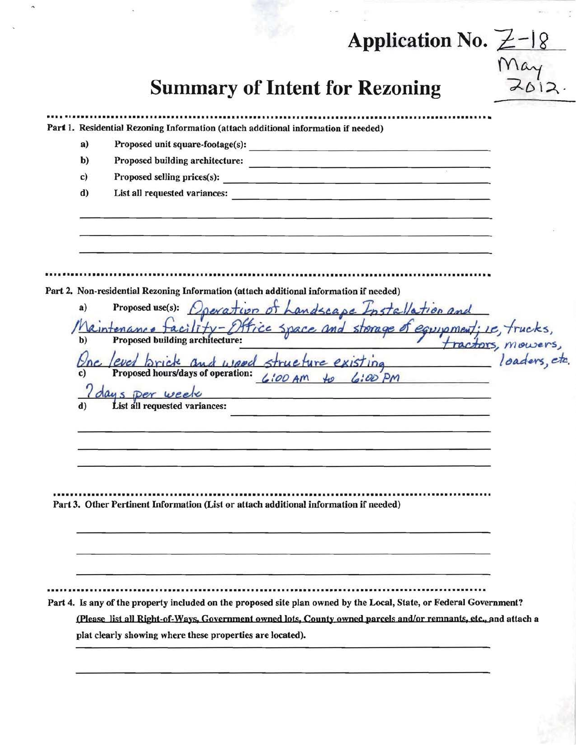**Application No.** Z-18
May 2012.

# Summary of Intent for Rezoning

**Part 1. Residential Rezoning Information (attach additional information if needed)**

a) Proposed unit square-footage(s): ______

b) Proposed building architecture: ______

c) Proposed selling prices(s): ______

d) List all requested variances: ______

**Part 2. Non-residential Rezoning Information (attach additional information if needed)**

a) Proposed use(s): Operation of Landscape Installation and Maintenance facility - Office space and storage of equipment; ie, trucks, tractors, mowers, loaders, etc.

b) Proposed building architecture: One level brick and wood structure existing

c) Proposed hours/days of operation: 6:00 AM to 6:00 PM 7 days per week

d) List all requested variances: ______

**Part 3. Other Pertinent Information (List or attach additional information if needed)**

______

**Part 4. Is any of the property included on the proposed site plan owned by the Local, State, or Federal Government?**
(Please list all Right-of-Ways, Government owned lots, County owned parcels and/or remnants, etc., and attach a plat clearly showing where these properties are located).

______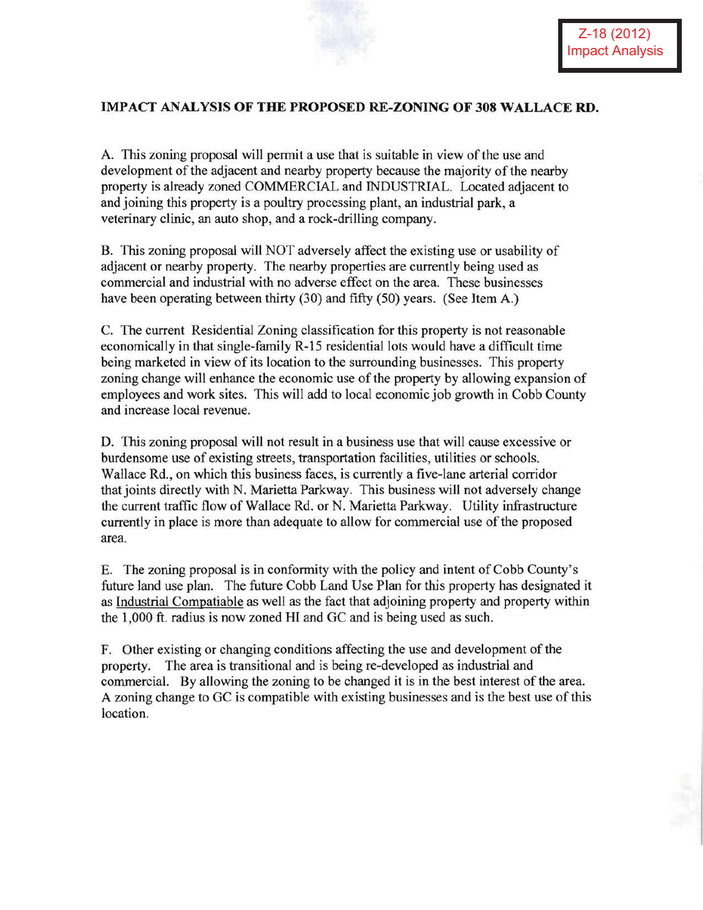Z-18 (2012)
Impact Analysis

## IMPACT ANALYSIS OF THE PROPOSED RE-ZONING OF 308 WALLACE RD.

A. This zoning proposal will permit a use that is suitable in view of the use and development of the adjacent and nearby property because the majority of the nearby property is already zoned COMMERCIAL and INDUSTRIAL. Located adjacent to and joining this property is a poultry processing plant, an industrial park, a veterinary clinic, an auto shop, and a rock-drilling company.

B. This zoning proposal will NOT adversely affect the existing use or usability of adjacent or nearby property. The nearby properties are currently being used as commercial and industrial with no adverse effect on the area. These businesses have been operating between thirty (30) and fifty (50) years. (See Item A.)

C. The current Residential Zoning classification for this property is not reasonable economically in that single-family R-15 residential lots would have a difficult time being marketed in view of its location to the surrounding businesses. This property zoning change will enhance the economic use of the property by allowing expansion of employees and work sites. This will add to local economic job growth in Cobb County and increase local revenue.

D. This zoning proposal will not result in a business use that will cause excessive or burdensome use of existing streets, transportation facilities, utilities or schools. Wallace Rd., on which this business faces, is currently a five-lane arterial corridor that joints directly with N. Marietta Parkway. This business will not adversely change the current traffic flow of Wallace Rd. or N. Marietta Parkway. Utility infrastructure currently in place is more than adequate to allow for commercial use of the proposed area.

E. The zoning proposal is in conformity with the policy and intent of Cobb County's future land use plan. The future Cobb Land Use Plan for this property has designated it as <u>Industrial Compatiable</u> as well as the fact that adjoining property and property within the 1,000 ft. radius is now zoned HI and GC and is being used as such.

F. Other existing or changing conditions affecting the use and development of the property. The area is transitional and is being re-developed as industrial and commercial. By allowing the zoning to be changed it is in the best interest of the area. A zoning change to GC is compatible with existing businesses and is the best use of this location.